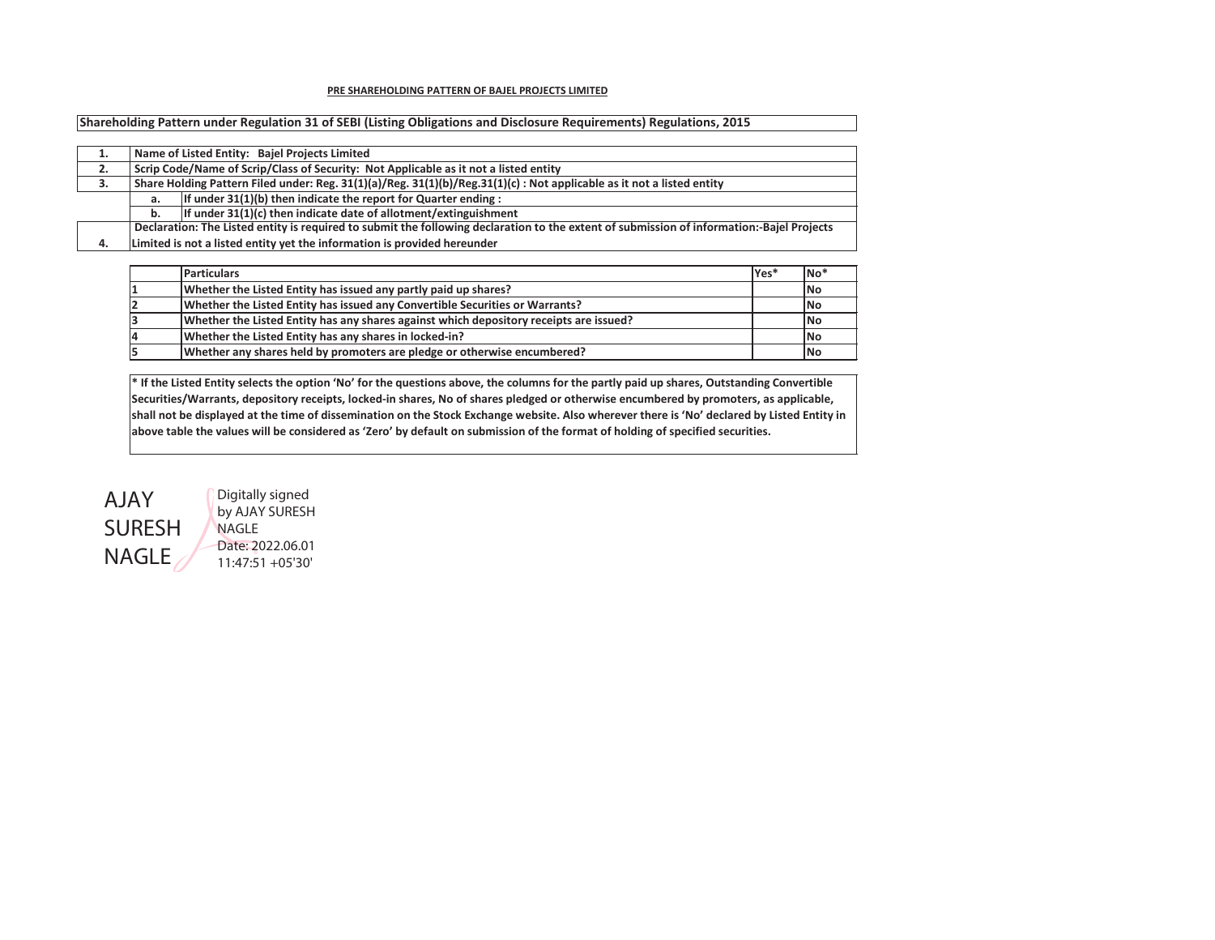**PRE SHAREHOLDING PATTERN OF BAJEL PROJECTS LIMITED**

**Shareholding Pattern under Regulation 31 of SEBI (Listing Obligations and Disclosure Requirements) Regulations, 2015**

| | | |
|---|---|---|
| **1.** | **Name of Listed Entity: Bajel Projects Limited** | |
| **2.** | **Scrip Code/Name of Scrip/Class of Security: Not Applicable as it not a listed entity** | |
| **3.** | **Share Holding Pattern Filed under: Reg. 31(1)(a)/Reg. 31(1)(b)/Reg.31(1)(c) : Not applicable as it not a listed entity** | |
| | **a.** | **If under 31(1)(b) then indicate the report for Quarter ending :** |
| | **b.** | **If under 31(1)(c) then indicate date of allotment/extinguishment** |
| **4.** | **Declaration: The Listed entity is required to submit the following declaration to the extent of submission of information:-Bajel Projects Limited is not a listed entity yet the information is provided hereunder** | |

| | Particulars | Yes* | No* |
|---|---|---|---|
| 1 | Whether the Listed Entity has issued any partly paid up shares? | | No |
| 2 | Whether the Listed Entity has issued any Convertible Securities or Warrants? | | No |
| 3 | Whether the Listed Entity has any shares against which depository receipts are issued? | | No |
| 4 | Whether the Listed Entity has any shares in locked-in? | | No |
| 5 | Whether any shares held by promoters are pledge or otherwise encumbered? | | No |

**\* If the Listed Entity selects the option 'No' for the questions above, the columns for the partly paid up shares, Outstanding Convertible Securities/Warrants, depository receipts, locked-in shares, No of shares pledged or otherwise encumbered by promoters, as applicable, shall not be displayed at the time of dissemination on the Stock Exchange website. Also wherever there is 'No' declared by Listed Entity in above table the values will be considered as 'Zero' by default on submission of the format of holding of specified securities.**

AJAY SURESH NAGLE

Digitally signed by AJAY SURESH NAGLE
Date: 2022.06.01 11:47:51 +05'30'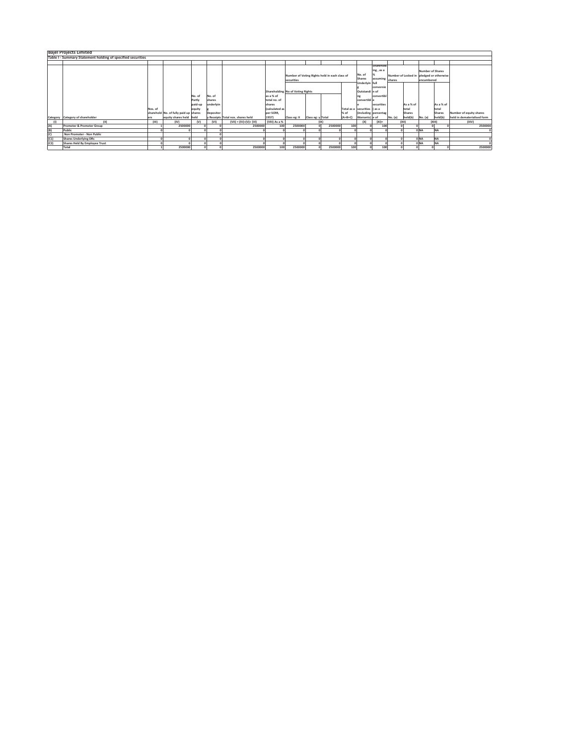# Bajel Projects Limited

## Table I - Summary Statement holding of specified securities

| Category | Category of shareholder | Nos. of shareholders | No. of fully paid up equity shares held | No. of Partly paid-up equity shares held | No. of shares underlying Depository Receipts | Total nos. shares held | Shareholding as a % of total no. of shares (calculated as per SCRR, 1957) | Number of Voting Rights held in each class of securities | | | | No. of Shares Underlying Outstanding convertible securities (including Warrants) | Shareholding, as a % assuming full conversion of convertible securities (as a percentage of | Number of Locked in shares | | Number of Shares pledged or otherwise encumbered | | Number of equity shares held in dematerialised form |
|---|---|---|---|---|---|---|---|---|---|---|---|---|---|---|---|---|---|---|
| | | | | | | | | No of Voting Rights | | | Total as a % of (A+B+C) | | | No. (a) | As a % of total Shares held(b) | No. (a) | As a % of total Shares held(b) | |
| | | | | | | | | Class eg: X | Class eg: y | Total | | | | | | | | |
| (I) | (II) | (III) | (IV) | (V) | (VI) | (VII) = (IV)+(V)+ (VI) | (VIII) As a % | (IX) | | | | (X) | (XI)= | (XII) | | (XIII) | | (XIV) |
| (A) | Promoter & Promoter Group | 1 | 2500000 | 0 | 0 | 2500000 | 100 | 2500000 | 0 | 2500000 | 100 | 0 | 100 | 0 | 0 | 0 | 0 | 2500000 |
| (B) | Public | 0 | 0 | 0 | 0 | 0 | 0 | 0 | 0 | 0 | 0 | 0 | 0 | 0 | 0 | NA | NA | 0 |
| (C) | Non Promoter - Non Public | | | | 0 | | | | | | | | | | | | | |
| (C1) | Shares Underlying DRs | 0 | 0 | 0 | 0 | 0 | 0 | 0 | 0 | 0 | 0 | 0 | 0 | 0 | 0 | NA | NA | 0 |
| (C2) | Shares Held By Employee Trust | 0 | 0 | 0 | 0 | 0 | 0 | 0 | 0 | 0 | 0 | 0 | 0 | 0 | 0 | NA | NA | 0 |
| | Total | 1 | 2500000 | 0 | 0 | 2500000 | 100 | 2500000 | 0 | 2500000 | 100 | 0 | 100 | 0 | 0 | 0 | 0 | 2500000 |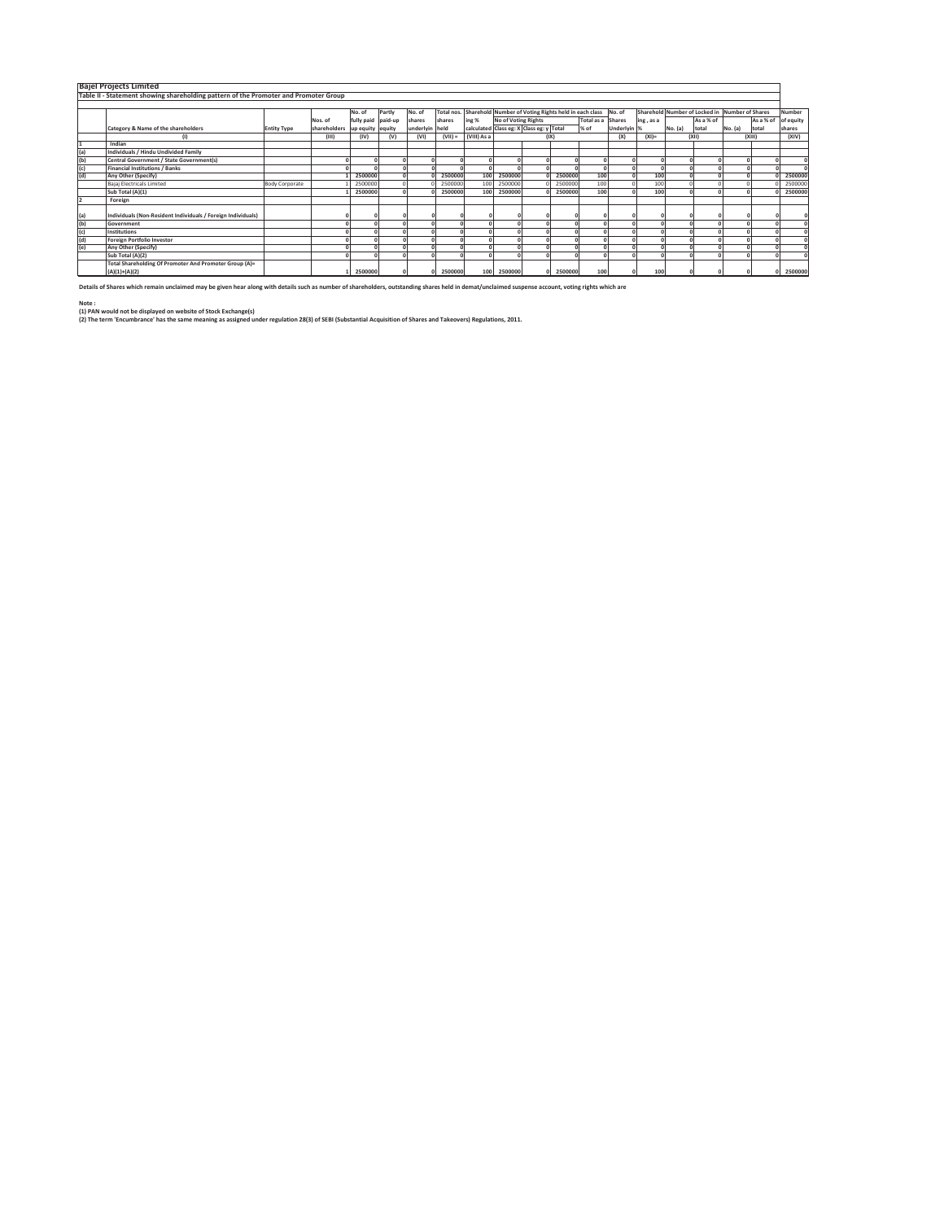## Bajel Projects Limited

### Table II - Statement showing shareholding pattern of the Promoter and Promoter Group

| | Category & Name of the shareholders | Entity Type | Nos. of shareholders | No. of fully paid up equity | Partly paid-up equity | No. of shares underlyin | Total nos. shares held | Shareholding % calculated | Number of Voting Rights held in each class | | | | No. of Shares Underlyin | Shareholding , as a % | Number of Locked in | | Number of Shares | | Number of equity shares |
|---|---|---|---|---|---|---|---|---|---|---|---|---|---|---|---|---|---|---|---|
| | | | | | | | | | No of Voting Rights | | | Total as a % of | | | No. (a) | As a % of total | No. (a) | As a % of total | |
| | | | | | | | | | Class eg: X | Class eg: y | Total | | | | | | | | |
| | (I) | | (III) | (IV) | (V) | (VI) | (VII) = | (VIII) As a | (IX) | | | | (X) | (XI)= | (XII) | | (XIII) | | (XIV) |
| 1 | Indian | | | | | | | | | | | | | | | | | | |
| (a) | Individuals / Hindu Undivided Family | | | | | | | | | | | | | | | | | | |
| (b) | Central Government / State Government(s) | | 0 | 0 | 0 | 0 | 0 | 0 | 0 | 0 | 0 | 0 | 0 | 0 | 0 | 0 | 0 | 0 | 0 |
| (c) | Financial Institutions / Banks | | 0 | 0 | 0 | 0 | 0 | 0 | 0 | 0 | 0 | 0 | 0 | 0 | 0 | 0 | 0 | 0 | 0 |
| (d) | Any Other (Specify) | | 1 | 2500000 | 0 | 0 | 2500000 | 100 | 2500000 | 0 | 2500000 | 100 | 0 | 100 | 0 | 0 | 0 | 0 | 2500000 |
| | Bajaj Electricals Limited | Body Corporate | 1 | 2500000 | 0 | 0 | 2500000 | 100 | 2500000 | 0 | 2500000 | 100 | 0 | 100 | 0 | 0 | 0 | 0 | 2500000 |
| | Sub Total (A)(1) | | 1 | 2500000 | 0 | 0 | 2500000 | 100 | 2500000 | 0 | 2500000 | 100 | 0 | 100 | 0 | 0 | 0 | 0 | 2500000 |
| 2 | Foreign | | | | | | | | | | | | | | | | | | |
| (a) | Individuals (Non-Resident Individuals / Foreign Individuals) | | 0 | 0 | 0 | 0 | 0 | 0 | 0 | 0 | 0 | 0 | 0 | 0 | 0 | 0 | 0 | 0 | 0 |
| (b) | Government | | 0 | 0 | 0 | 0 | 0 | 0 | 0 | 0 | 0 | 0 | 0 | 0 | 0 | 0 | 0 | 0 | 0 |
| (c) | Institutions | | 0 | 0 | 0 | 0 | 0 | 0 | 0 | 0 | 0 | 0 | 0 | 0 | 0 | 0 | 0 | 0 | 0 |
| (d) | Foreign Portfolio Investor | | 0 | 0 | 0 | 0 | 0 | 0 | 0 | 0 | 0 | 0 | 0 | 0 | 0 | 0 | 0 | 0 | 0 |
| (e) | Any Other (Specify) | | 0 | 0 | 0 | 0 | 0 | 0 | 0 | 0 | 0 | 0 | 0 | 0 | 0 | 0 | 0 | 0 | 0 |
| | Sub Total (A)(2) | | 0 | 0 | 0 | 0 | 0 | 0 | 0 | 0 | 0 | 0 | 0 | 0 | 0 | 0 | 0 | 0 | 0 |
| | Total Shareholding Of Promoter And Promoter Group (A)= (A)(1)+(A)(2) | | 1 | 2500000 | 0 | 0 | 2500000 | 100 | 2500000 | 0 | 2500000 | 100 | 0 | 100 | 0 | 0 | 0 | 0 | 2500000 |

**Details of Shares which remain unclaimed may be given hear along with details such as number of shareholders, outstanding shares held in demat/unclaimed suspense account, voting rights which are**

**Note :**
**(1) PAN would not be displayed on website of Stock Exchange(s)**
**(2) The term 'Encumbrance' has the same meaning as assigned under regulation 28(3) of SEBI (Substantial Acquisition of Shares and Takeovers) Regulations, 2011.**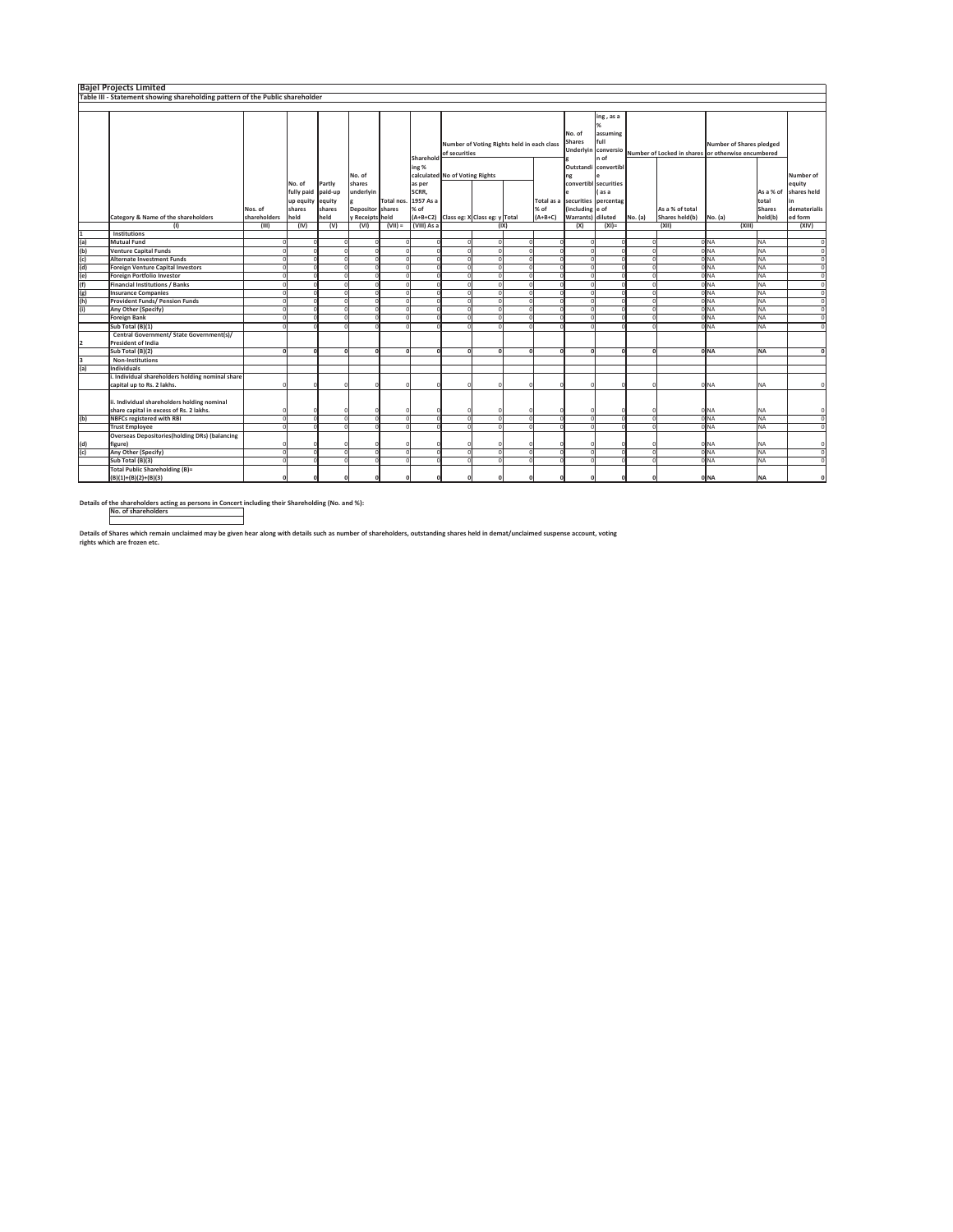**Bajel Projects Limited**

**Table III - Statement showing shareholding pattern of the Public shareholder**

| | Category & Name of the shareholders | Nos. of shareholders | No. of fully paid up equity shares held | Partly paid-up equity shares held | No. of shares underlying Depository Receipts | Total nos. shares held | Shareholding % calculated as per SCRR, 1957 As a % of (A+B+C2) | Number of Voting Rights held in each class of securities | | | | No. of Shares Underlying Outstanding convertible securities (including Warrants) | Shareholding, as a % assuming full conversion of convertible securities (as a percentage of diluted | Number of Locked in shares | | Number of Shares pledged or otherwise encumbered | | Number of equity shares held in dematerialised form |
|---|---|---|---|---|---|---|---|---|---|---|---|---|---|---|---|---|---|---|
| | | | | | | | | No of Voting Rights | | | Total as a % of (A+B+C) | | | No. (a) | As a % of total Shares held(b) | No. (a) | As a % of total Shares held(b) | |
| | | | | | | | | Class eg: X | Class eg: y | Total | | | | | | | | |
| | (I) | (III) | (IV) | (V) | (VI) | (VII) = | (VIII) As a | (IX) | | | | (X) | (XI)= | (XII) | | (XIII) | | (XIV) |
| 1 | Institutions | | | | | | | | | | | | | | | | | |
| (a) | Mutual Fund | 0 | 0 | 0 | 0 | 0 | 0 | 0 | 0 | 0 | 0 | 0 | 0 | 0 | 0 | NA | NA | 0 |
| (b) | Venture Capital Funds | 0 | 0 | 0 | 0 | 0 | 0 | 0 | 0 | 0 | 0 | 0 | 0 | 0 | 0 | NA | NA | 0 |
| (c) | Alternate Investment Funds | 0 | 0 | 0 | 0 | 0 | 0 | 0 | 0 | 0 | 0 | 0 | 0 | 0 | 0 | NA | NA | 0 |
| (d) | Foreign Venture Capital Investors | 0 | 0 | 0 | 0 | 0 | 0 | 0 | 0 | 0 | 0 | 0 | 0 | 0 | 0 | NA | NA | 0 |
| (e) | Foreign Portfolio Investor | 0 | 0 | 0 | 0 | 0 | 0 | 0 | 0 | 0 | 0 | 0 | 0 | 0 | 0 | NA | NA | 0 |
| (f) | Financial Institutions / Banks | 0 | 0 | 0 | 0 | 0 | 0 | 0 | 0 | 0 | 0 | 0 | 0 | 0 | 0 | NA | NA | 0 |
| (g) | Insurance Companies | 0 | 0 | 0 | 0 | 0 | 0 | 0 | 0 | 0 | 0 | 0 | 0 | 0 | 0 | NA | NA | 0 |
| (h) | Provident Funds/ Pension Funds | 0 | 0 | 0 | 0 | 0 | 0 | 0 | 0 | 0 | 0 | 0 | 0 | 0 | 0 | NA | NA | 0 |
| (i) | Any Other (Specify) | 0 | 0 | 0 | 0 | 0 | 0 | 0 | 0 | 0 | 0 | 0 | 0 | 0 | 0 | NA | NA | 0 |
| | Foreign Bank | 0 | 0 | 0 | 0 | 0 | 0 | 0 | 0 | 0 | 0 | 0 | 0 | 0 | 0 | NA | NA | 0 |
| | Sub Total (B)(1) | 0 | 0 | 0 | 0 | 0 | 0 | 0 | 0 | 0 | 0 | 0 | 0 | 0 | 0 | NA | NA | 0 |
| 2 | Central Government/ State Government(s)/ President of India | | | | | | | | | | | | | | | | | |
| | **Sub Total (B)(2)** | **0** | **0** | **0** | **0** | **0** | **0** | **0** | **0** | **0** | **0** | **0** | **0** | **0** | **0** | **NA** | **NA** | **0** |
| 3 | Non-Institutions | | | | | | | | | | | | | | | | | |
| (a) | Individuals | | | | | | | | | | | | | | | | | |
| | i. Individual shareholders holding nominal share capital up to Rs. 2 lakhs. | 0 | 0 | 0 | 0 | 0 | 0 | 0 | 0 | 0 | 0 | 0 | 0 | 0 | 0 | NA | NA | 0 |
| | ii. Individual shareholders holding nominal share capital in excess of Rs. 2 lakhs. | 0 | 0 | 0 | 0 | 0 | 0 | 0 | 0 | 0 | 0 | 0 | 0 | 0 | 0 | NA | NA | 0 |
| (b) | NBFCs registered with RBI | 0 | 0 | 0 | 0 | 0 | 0 | 0 | 0 | 0 | 0 | 0 | 0 | 0 | 0 | NA | NA | 0 |
| | Trust Employee | 0 | 0 | 0 | 0 | 0 | 0 | 0 | 0 | 0 | 0 | 0 | 0 | 0 | 0 | NA | NA | 0 |
| (d) | Overseas Depositories(holding DRs) (balancing figure) | 0 | 0 | 0 | 0 | 0 | 0 | 0 | 0 | 0 | 0 | 0 | 0 | 0 | 0 | NA | NA | 0 |
| (c) | Any Other (Specify) | 0 | 0 | 0 | 0 | 0 | 0 | 0 | 0 | 0 | 0 | 0 | 0 | 0 | 0 | NA | NA | 0 |
| | Sub Total (B)(3) | 0 | 0 | 0 | 0 | 0 | 0 | 0 | 0 | 0 | 0 | 0 | 0 | 0 | 0 | NA | NA | 0 |
| | **Total Public Shareholding (B)= (B)(1)+(B)(2)+(B)(3)** | **0** | **0** | **0** | **0** | **0** | **0** | **0** | **0** | **0** | **0** | **0** | **0** | **0** | **0** | **NA** | **NA** | **0** |

**Details of the shareholders acting as persons in Concert including their Shareholding (No. and %):**

| No. of shareholders |
|---|
| |

**Details of Shares which remain unclaimed may be given hear along with details such as number of shareholders, outstanding shares held in demat/unclaimed suspense account, voting rights which are frozen etc.**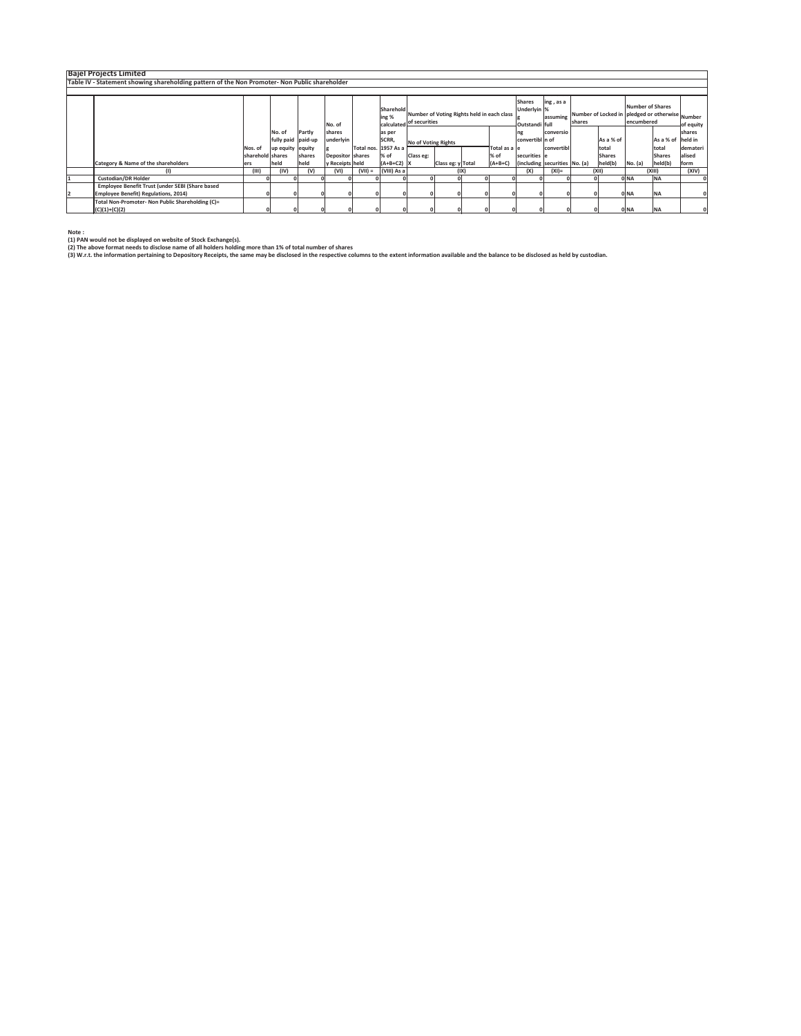# Bajel Projects Limited

## Table IV - Statement showing shareholding pattern of the Non Promoter- Non Public shareholder

| | Category & Name of the shareholders | Nos. of shareholders | No. of fully paid up equity shares held | Partly paid-up equity shares held | No. of shares underlying Depository Receipts | Total nos. shares held | Shareholding % calculated as per SCRR, 1957 As a % of (A+B+C2) | Number of Voting Rights held in each class of securities | | | | Shares Underlying Outstanding convertible securities (including | Shareholding, as a % assuming full conversion of convertible securities | Number of Locked in shares | | Number of Shares pledged or otherwise encumbered | | Number of equity shares held in dematerialised form |
|---|---|---|---|---|---|---|---|---|---|---|---|---|---|---|---|---|---|---|
| | | | | | | | | No of Voting Rights | | | Total as a % of (A+B+C) | | | No. (a) | As a % of total Shares held(b) | No. (a) | As a % of total Shares held(b) | |
| | | | | | | | | Class eg: X | Class eg: y | Total | | | | | | | | |
| | (I) | (III) | (IV) | (V) | (VI) | (VII) = | (VIII) As a | (IX) | | | | (X) | (XI)= | (XII) | | (XIII) | | (XIV) |
| 1 | Custodian/DR Holder | 0 | 0 | 0 | 0 | 0 | 0 | 0 | 0 | 0 | 0 | 0 | 0 | 0 | 0 | NA | NA | 0 |
| 2 | Employee Benefit Trust (under SEBI (Share based Employee Benefit) Regulations, 2014) | 0 | 0 | 0 | 0 | 0 | 0 | 0 | 0 | 0 | 0 | 0 | 0 | 0 | 0 | NA | NA | 0 |
| | Total Non-Promoter- Non Public Shareholding (C)= (C)(1)+(C)(2) | 0 | 0 | 0 | 0 | 0 | 0 | 0 | 0 | 0 | 0 | 0 | 0 | 0 | 0 | NA | NA | 0 |

**Note :**

**(1) PAN would not be displayed on website of Stock Exchange(s).**

**(2) The above format needs to disclose name of all holders holding more than 1% of total number of shares**

**(3) W.r.t. the information pertaining to Depository Receipts, the same may be disclosed in the respective columns to the extent information available and the balance to be disclosed as held by custodian.**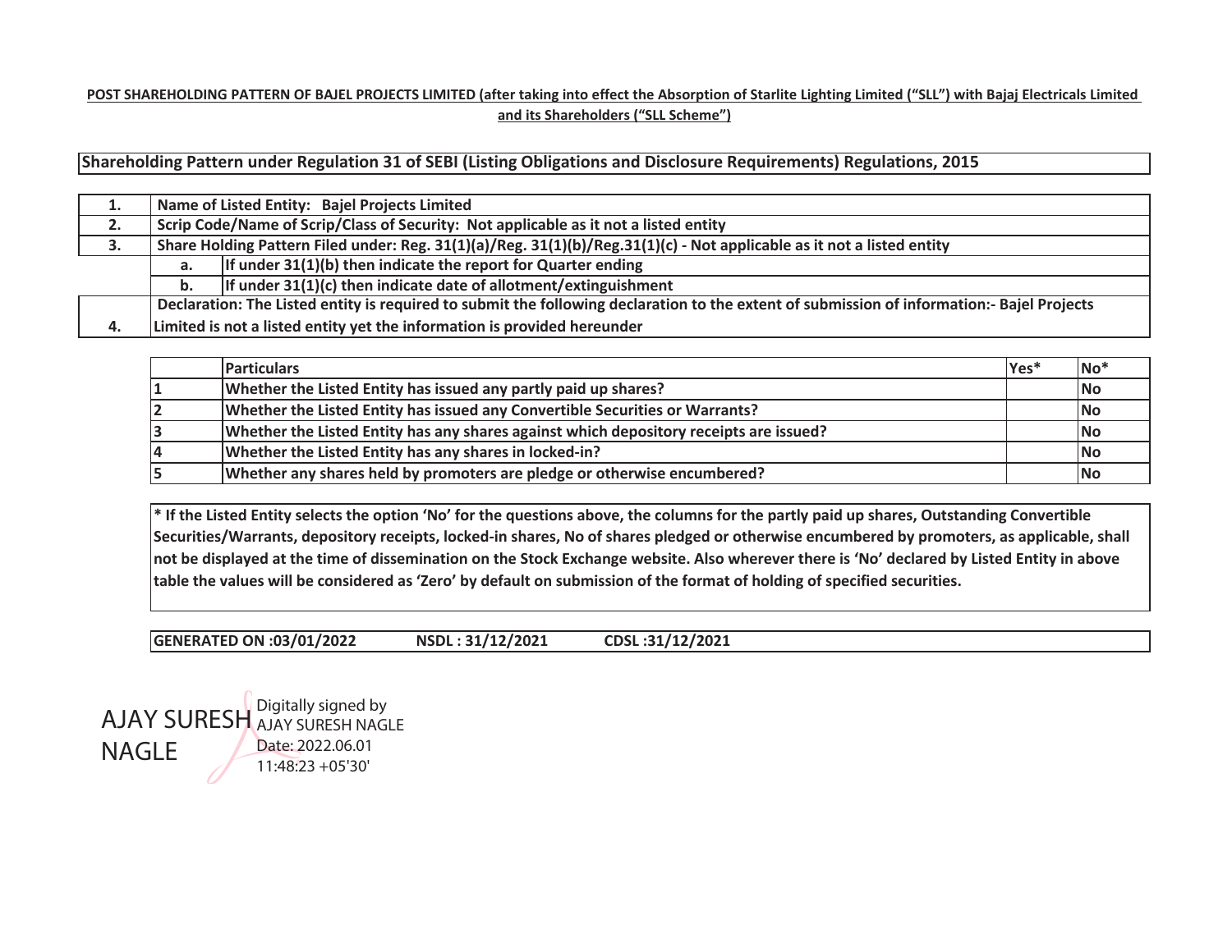**POST SHAREHOLDING PATTERN OF BAJEL PROJECTS LIMITED (after taking into effect the Absorption of Starlite Lighting Limited ("SLL") with Bajaj Electricals Limited and its Shareholders ("SLL Scheme")**

**Shareholding Pattern under Regulation 31 of SEBI (Listing Obligations and Disclosure Requirements) Regulations, 2015**

| | | |
|---|---|---|
| **1.** | **Name of Listed Entity: Bajel Projects Limited** | |
| **2.** | **Scrip Code/Name of Scrip/Class of Security: Not applicable as it not a listed entity** | |
| **3.** | **Share Holding Pattern Filed under: Reg. 31(1)(a)/Reg. 31(1)(b)/Reg.31(1)(c) - Not applicable as it not a listed entity** | |
| | **a.** | **If under 31(1)(b) then indicate the report for Quarter ending** |
| | **b.** | **If under 31(1)(c) then indicate date of allotment/extinguishment** |
| **4.** | **Declaration: The Listed entity is required to submit the following declaration to the extent of submission of information:- Bajel Projects Limited is not a listed entity yet the information is provided hereunder** | |

| | Particulars | Yes* | No* |
|---|---|---|---|
| 1 | Whether the Listed Entity has issued any partly paid up shares? | | No |
| 2 | Whether the Listed Entity has issued any Convertible Securities or Warrants? | | No |
| 3 | Whether the Listed Entity has any shares against which depository receipts are issued? | | No |
| 4 | Whether the Listed Entity has any shares in locked-in? | | No |
| 5 | Whether any shares held by promoters are pledge or otherwise encumbered? | | No |

**\* If the Listed Entity selects the option 'No' for the questions above, the columns for the partly paid up shares, Outstanding Convertible Securities/Warrants, depository receipts, locked-in shares, No of shares pledged or otherwise encumbered by promoters, as applicable, shall not be displayed at the time of dissemination on the Stock Exchange website. Also wherever there is 'No' declared by Listed Entity in above table the values will be considered as 'Zero' by default on submission of the format of holding of specified securities.**

**GENERATED ON :03/01/2022 NSDL : 31/12/2021 CDSL :31/12/2021**

AJAY SURESH NAGLE

Digitally signed by AJAY SURESH NAGLE
Date: 2022.06.01 11:48:23 +05'30'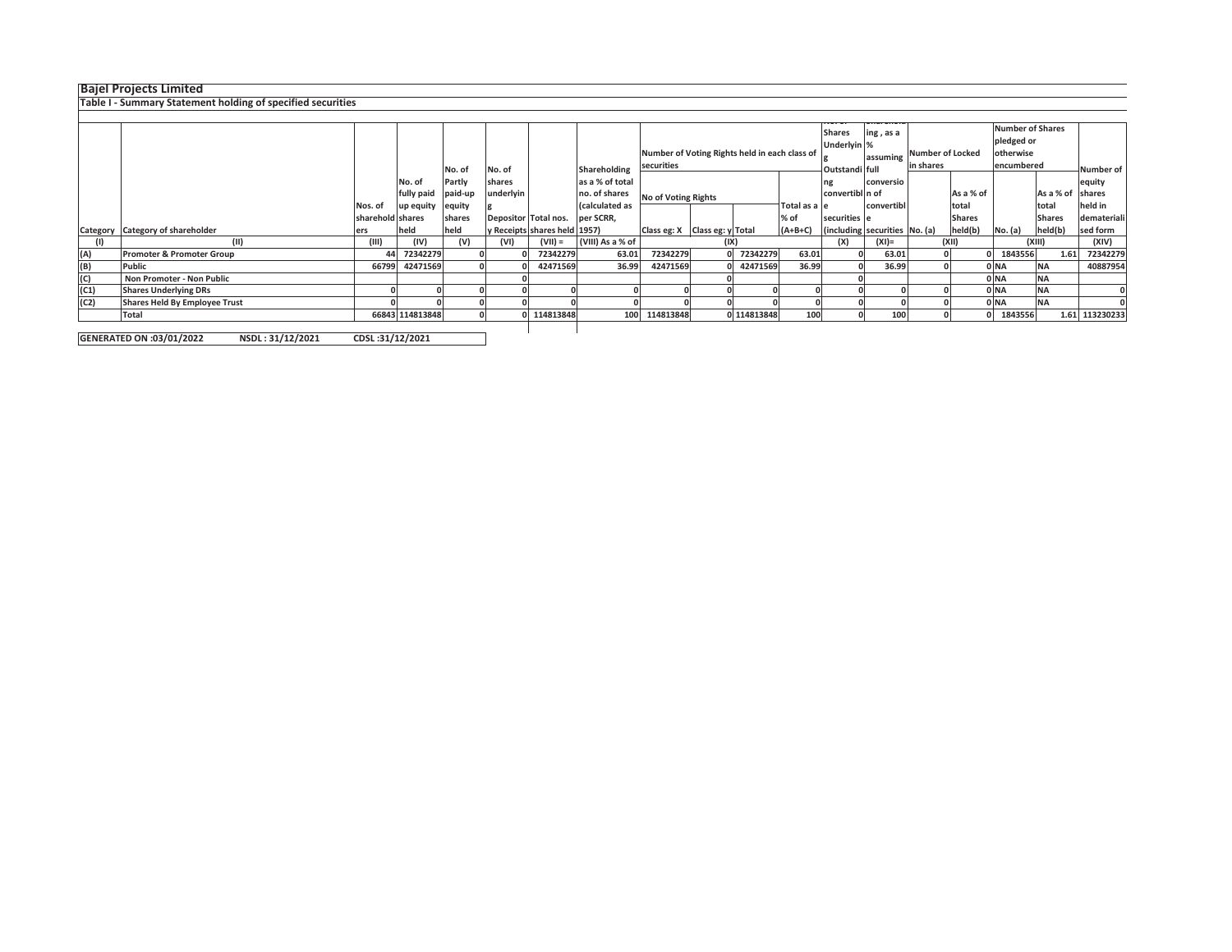## Bajel Projects Limited

### Table I - Summary Statement holding of specified securities

| Category | Category of shareholder | Nos. of shareholders | No. of fully paid up equity shares held | No. of Partly paid-up equity shares held | No. of shares underlying Depository Receipts | Total nos. shares held | Shareholding as a % of total no. of shares (calculated as per SCRR, 1957) | Number of Voting Rights held in each class of securities | | | | No. of Shares Underlying Outstanding convertible securities (including | Shareholding , as a % assuming full conversion of convertible securities | Number of Locked in shares | | Number of Shares pledged or otherwise encumbered | | Number of equity shares held in dematerialised form |
|---|---|---|---|---|---|---|---|---|---|---|---|---|---|---|---|---|---|---|
| | | | | | | | | No of Voting Rights | | | Total as a % of (A+B+C) | | | No. (a) | As a % of total Shares held(b) | No. (a) | As a % of total Shares held(b) | |
| | | | | | | | | Class eg: X | Class eg: y | Total | | | | | | | | |
| (I) | (II) | (III) | (IV) | (V) | (VI) | (VII) = | (VIII) As a % of | (IX) | | | | (X) | (XI)= | (XII) | | (XIII) | | (XIV) |
| (A) | Promoter & Promoter Group | 44 | 72342279 | 0 | 0 | 72342279 | 63.01 | 72342279 | 0 | 72342279 | 63.01 | 0 | 63.01 | 0 | 0 | 1843556 | 1.61 | 72342279 |
| (B) | Public | 66799 | 42471569 | 0 | 0 | 42471569 | 36.99 | 42471569 | 0 | 42471569 | 36.99 | 0 | 36.99 | 0 | 0 | NA | NA | 40887954 |
| (C) | Non Promoter - Non Public | | | | 0 | | | | 0 | | | 0 | | | 0 | NA | NA | |
| (C1) | Shares Underlying DRs | 0 | 0 | 0 | 0 | 0 | 0 | 0 | 0 | 0 | 0 | 0 | 0 | 0 | 0 | NA | NA | 0 |
| (C2) | Shares Held By Employee Trust | 0 | 0 | 0 | 0 | 0 | 0 | 0 | 0 | 0 | 0 | 0 | 0 | 0 | 0 | NA | NA | 0 |
| | Total | 66843 | 114813848 | 0 | 0 | 114813848 | 100 | 114813848 | 0 | 114813848 | 100 | 0 | 100 | 0 | 0 | 1843556 | 1.61 | 113230233 |

GENERATED ON :03/01/2022 NSDL : 31/12/2021 CDSL :31/12/2021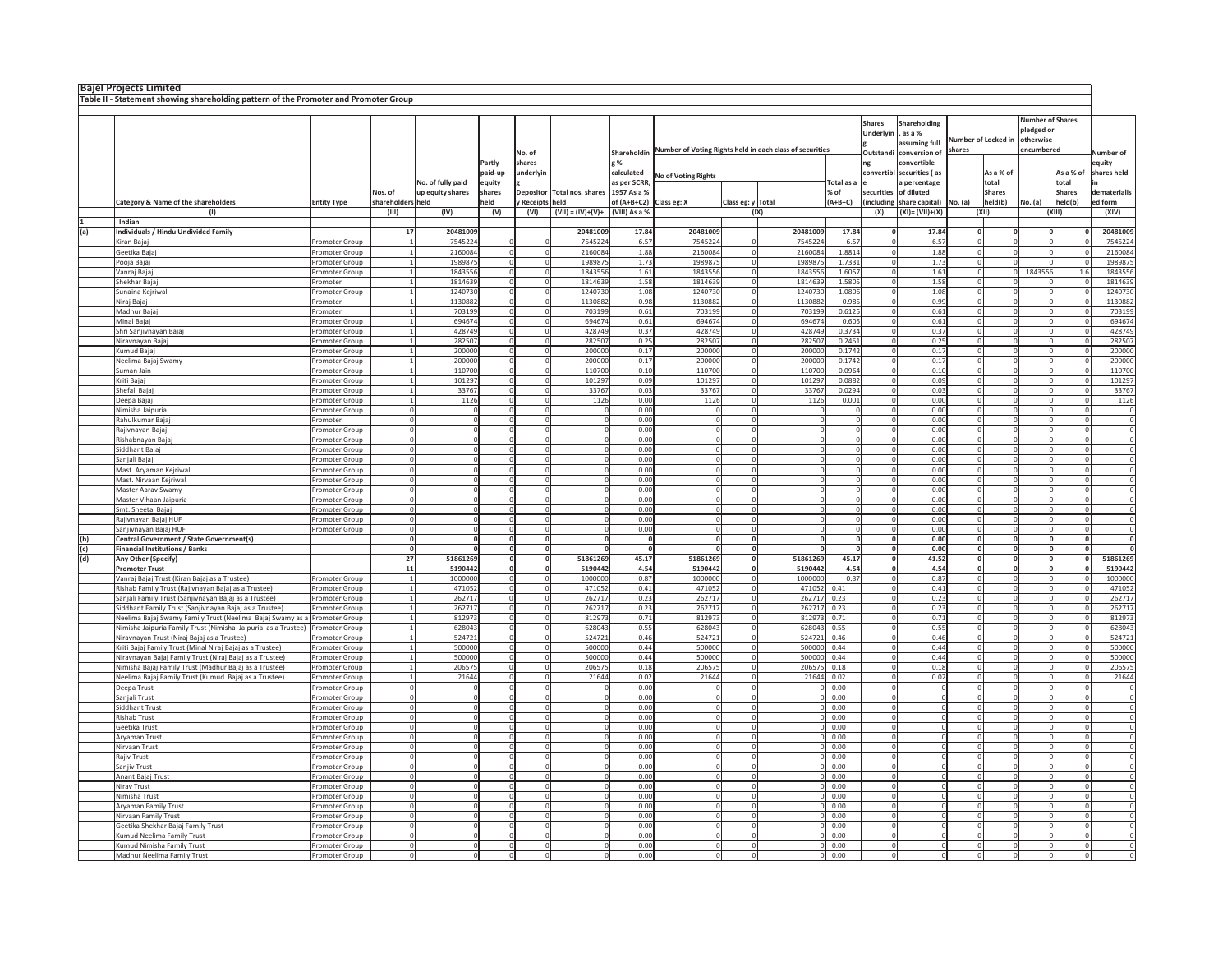**Bajel Projects Limited**

**Table II - Statement showing shareholding pattern of the Promoter and Promoter Group**

| | Category & Name of the shareholders | Entity Type | Nos. of shareholders | No. of fully paid up equity shares held | Partly paid-up equity shares held | No. of shares underlying Depository Receipts | Total nos. shares held | Shareholding % calculated as per SCRR, 1957 As a % of (A+B+C2) | Number of Voting Rights held in each class of securities | | | | No. of Shares Underlying Outstanding convertible securities (including Warrants) | Shareholding, as a % assuming full conversion of convertible securities (as a percentage of diluted share capital) | Number of Locked in shares | | Number of Shares pledged or otherwise encumbered | | Number of equity shares held in dematerialised form |
|---|---|---|---|---|---|---|---|---|---|---|---|---|---|---|---|---|---|---|---|
| | | | | | | | | | No of Voting Rights | | | Total as a % of (A+B+C) | | | No. (a) | As a % of total Shares held(b) | No. (a) | As a % of total Shares held(b) | |
| | | | | | | | | | Class eg: X | Class eg: y | Total | | | | | | | | |
| | (I) | | (III) | (IV) | (V) | (VI) | (VII) = (IV)+(V)+ (VI) | (VIII) As a % of (A+B+C2) | (IX) | | | | (X) | (XI)= (VII)+(X) As a % of A+B+C2 | (XII) | | (XIII) | | (XIV) |
| 1 | **Indian** | | | | | | | | | | | | | | | | | | |
| (a) | **Individuals / Hindu Undivided Family** | | **17** | **20481009** | | | **20481009** | **17.84** | **20481009** | | **20481009** | **17.84** | **0** | **17.84** | **0** | **0** | **0** | **0** | **20481009** |
| | Kiran Bajaj | Promoter Group | 1 | 7545224 | 0 | 0 | 7545224 | 6.57 | 7545224 | 0 | 7545224 | 6.57 | 0 | 6.57 | 0 | 0 | 0 | 0 | 7545224 |
| | Geetika Bajaj | Promoter Group | 1 | 2160084 | 0 | 0 | 2160084 | 1.88 | 2160084 | 0 | 2160084 | 1.8814 | 0 | 1.88 | 0 | 0 | 0 | 0 | 2160084 |
| | Pooja Bajaj | Promoter Group | 1 | 1989875 | 0 | 0 | 1989875 | 1.73 | 1989875 | 0 | 1989875 | 1.7331 | 0 | 1.73 | 0 | 0 | 0 | 0 | 1989875 |
| | Vanraj Bajaj | Promoter Group | 1 | 1843556 | 0 | 0 | 1843556 | 1.61 | 1843556 | 0 | 1843556 | 1.6057 | 0 | 1.61 | 0 | 0 | 1843556 | 1.6 | 1843556 |
| | Shekhar Bajaj | Promoter | 1 | 1814639 | 0 | 0 | 1814639 | 1.58 | 1814639 | 0 | 1814639 | 1.5805 | 0 | 1.58 | 0 | 0 | 0 | 0 | 1814639 |
| | Sunaina Kejriwal | Promoter Group | 1 | 1240730 | 0 | 0 | 1240730 | 1.08 | 1240730 | 0 | 1240730 | 1.0806 | 0 | 1.08 | 0 | 0 | 0 | 0 | 1240730 |
| | Niraj Bajaj | Promoter | 1 | 1130882 | 0 | 0 | 1130882 | 0.98 | 1130882 | 0 | 1130882 | 0.985 | 0 | 0.99 | 0 | 0 | 0 | 0 | 1130882 |
| | Madhur Bajaj | Promoter | 1 | 703199 | 0 | 0 | 703199 | 0.61 | 703199 | 0 | 703199 | 0.6125 | 0 | 0.61 | 0 | 0 | 0 | 0 | 703199 |
| | Minal Bajaj | Promoter Group | 1 | 694674 | 0 | 0 | 694674 | 0.61 | 694674 | 0 | 694674 | 0.605 | 0 | 0.61 | 0 | 0 | 0 | 0 | 694674 |
| | Shri Sanjivnayan Bajaj | Promoter Group | 1 | 428749 | 0 | 0 | 428749 | 0.37 | 428749 | 0 | 428749 | 0.3734 | 0 | 0.37 | 0 | 0 | 0 | 0 | 428749 |
| | Niravnayan Bajaj | Promoter Group | 1 | 282507 | 0 | 0 | 282507 | 0.25 | 282507 | 0 | 282507 | 0.2461 | 0 | 0.25 | 0 | 0 | 0 | 0 | 282507 |
| | Kumud Bajaj | Promoter Group | 1 | 200000 | 0 | 0 | 200000 | 0.17 | 200000 | 0 | 200000 | 0.1742 | 0 | 0.17 | 0 | 0 | 0 | 0 | 200000 |
| | Neelima Bajaj Swamy | Promoter Group | 1 | 200000 | 0 | 0 | 200000 | 0.17 | 200000 | 0 | 200000 | 0.1742 | 0 | 0.17 | 0 | 0 | 0 | 0 | 200000 |
| | Suman Jain | Promoter Group | 1 | 110700 | 0 | 0 | 110700 | 0.10 | 110700 | 0 | 110700 | 0.0964 | 0 | 0.10 | 0 | 0 | 0 | 0 | 110700 |
| | Kriti Bajaj | Promoter Group | 1 | 101297 | 0 | 0 | 101297 | 0.09 | 101297 | 0 | 101297 | 0.0882 | 0 | 0.09 | 0 | 0 | 0 | 0 | 101297 |
| | Shefali Bajaj | Promoter Group | 1 | 33767 | 0 | 0 | 33767 | 0.03 | 33767 | 0 | 33767 | 0.0294 | 0 | 0.03 | 0 | 0 | 0 | 0 | 33767 |
| | Deepa Bajaj | Promoter Group | 1 | 1126 | 0 | 0 | 1126 | 0.00 | 1126 | 0 | 1126 | 0.001 | 0 | 0.00 | 0 | 0 | 0 | 0 | 1126 |
| | Nimisha Jaipuria | Promoter Group | 0 | 0 | 0 | 0 | 0 | 0.00 | 0 | 0 | 0 | 0 | 0 | 0.00 | 0 | 0 | 0 | 0 | 0 |
| | Rahulkumar Bajaj | Promoter | 0 | 0 | 0 | 0 | 0 | 0.00 | 0 | 0 | 0 | 0 | 0 | 0.00 | 0 | 0 | 0 | 0 | 0 |
| | Rajivnayan Bajaj | Promoter Group | 0 | 0 | 0 | 0 | 0 | 0.00 | 0 | 0 | 0 | 0 | 0 | 0.00 | 0 | 0 | 0 | 0 | 0 |
| | Rishabnayan Bajaj | Promoter Group | 0 | 0 | 0 | 0 | 0 | 0.00 | 0 | 0 | 0 | 0 | 0 | 0.00 | 0 | 0 | 0 | 0 | 0 |
| | Siddhant Bajaj | Promoter Group | 0 | 0 | 0 | 0 | 0 | 0.00 | 0 | 0 | 0 | 0 | 0 | 0.00 | 0 | 0 | 0 | 0 | 0 |
| | Sanjali Bajaj | Promoter Group | 0 | 0 | 0 | 0 | 0 | 0.00 | 0 | 0 | 0 | 0 | 0 | 0.00 | 0 | 0 | 0 | 0 | 0 |
| | Mast. Aryaman Kejriwal | Promoter Group | 0 | 0 | 0 | 0 | 0 | 0.00 | 0 | 0 | 0 | 0 | 0 | 0.00 | 0 | 0 | 0 | 0 | 0 |
| | Mast. Nirvaan Kejriwal | Promoter Group | 0 | 0 | 0 | 0 | 0 | 0.00 | 0 | 0 | 0 | 0 | 0 | 0.00 | 0 | 0 | 0 | 0 | 0 |
| | Master Aarav Swamy | Promoter Group | 0 | 0 | 0 | 0 | 0 | 0.00 | 0 | 0 | 0 | 0 | 0 | 0.00 | 0 | 0 | 0 | 0 | 0 |
| | Master Vihaan Jaipuria | Promoter Group | 0 | 0 | 0 | 0 | 0 | 0.00 | 0 | 0 | 0 | 0 | 0 | 0.00 | 0 | 0 | 0 | 0 | 0 |
| | Smt. Sheetal Bajaj | Promoter Group | 0 | 0 | 0 | 0 | 0 | 0.00 | 0 | 0 | 0 | 0 | 0 | 0.00 | 0 | 0 | 0 | 0 | 0 |
| | Rajivnayan Bajaj HUF | Promoter Group | 0 | 0 | 0 | 0 | 0 | 0.00 | 0 | 0 | 0 | 0 | 0 | 0.00 | 0 | 0 | 0 | 0 | 0 |
| | Sanjivnayan Bajaj HUF | Promoter Group | 0 | 0 | 0 | 0 | 0 | 0.00 | 0 | 0 | 0 | 0 | 0 | 0.00 | 0 | 0 | 0 | 0 | 0 |
| (b) | **Central Government / State Government(s)** | | **0** | **0** | **0** | **0** | **0** | **0** | **0** | **0** | **0** | **0** | **0** | **0.00** | **0** | **0** | **0** | **0** | **0** |
| (c) | **Financial Institutions / Banks** | | **0** | **0** | **0** | **0** | **0** | **0** | **0** | **0** | **0** | **0** | **0** | **0.00** | **0** | **0** | **0** | **0** | **0** |
| (d) | **Any Other (Specify)** | | **27** | **51861269** | **0** | **0** | **51861269** | **45.17** | **51861269** | **0** | **51861269** | **45.17** | **0** | **41.52** | **0** | **0** | **0** | **0** | **51861269** |
| | **Promoter Trust** | | **11** | **5190442** | **0** | **0** | **5190442** | **4.54** | **5190442** | **0** | **5190442** | **4.54** | **0** | **4.54** | **0** | **0** | **0** | **0** | **5190442** |
| | Vanraj Bajaj Trust (Kiran Bajaj as a Trustee) | Promoter Group | 1 | 1000000 | 0 | 0 | 1000000 | 0.87 | 1000000 | 0 | 1000000 | 0.87 | 0 | 0.87 | 0 | 0 | 0 | 0 | 1000000 |
| | Rishab Family Trust (Rajivnayan Bajaj as a Trustee) | Promoter Group | 1 | 471052 | 0 | 0 | 471052 | 0.41 | 471052 | 0 | 471052 | 0.41 | 0 | 0.41 | 0 | 0 | 0 | 0 | 471052 |
| | Sanjali Family Trust (Sanjivnayan Bajaj as a Trustee) | Promoter Group | 1 | 262717 | 0 | 0 | 262717 | 0.23 | 262717 | 0 | 262717 | 0.23 | 0 | 0.23 | 0 | 0 | 0 | 0 | 262717 |
| | Siddhant Family Trust (Sanjivnayan Bajaj as a Trustee) | Promoter Group | 1 | 262717 | 0 | 0 | 262717 | 0.23 | 262717 | 0 | 262717 | 0.23 | 0 | 0.23 | 0 | 0 | 0 | 0 | 262717 |
| | Neelima Bajaj Swamy Family Trust (Neelima Bajaj Swamy as a | Promoter Group | 1 | 812973 | 0 | 0 | 812973 | 0.71 | 812973 | 0 | 812973 | 0.71 | 0 | 0.71 | 0 | 0 | 0 | 0 | 812973 |
| | Nimisha Jaipuria Family Trust (Nimisha Jaipuria as a Trustee) | Promoter Group | 1 | 628043 | 0 | 0 | 628043 | 0.55 | 628043 | 0 | 628043 | 0.55 | 0 | 0.55 | 0 | 0 | 0 | 0 | 628043 |
| | Niravnayan Trust (Niraj Bajaj as a Trustee) | Promoter Group | 1 | 524721 | 0 | 0 | 524721 | 0.46 | 524721 | 0 | 524721 | 0.46 | 0 | 0.46 | 0 | 0 | 0 | 0 | 524721 |
| | Kriti Bajaj Family Trust (Minal Niraj Bajaj as a Trustee) | Promoter Group | 1 | 500000 | 0 | 0 | 500000 | 0.44 | 500000 | 0 | 500000 | 0.44 | 0 | 0.44 | 0 | 0 | 0 | 0 | 500000 |
| | Niravnayan Bajaj Family Trust (Niraj Bajaj as a Trustee) | Promoter Group | 1 | 500000 | 0 | 0 | 500000 | 0.44 | 500000 | 0 | 500000 | 0.44 | 0 | 0.44 | 0 | 0 | 0 | 0 | 500000 |
| | Nimisha Bajaj Family Trust (Madhur Bajaj as a Trustee) | Promoter Group | 1 | 206575 | 0 | 0 | 206575 | 0.18 | 206575 | 0 | 206575 | 0.18 | 0 | 0.18 | 0 | 0 | 0 | 0 | 206575 |
| | Neelima Bajaj Family Trust (Kumud Bajaj as a Trustee) | Promoter Group | 1 | 21644 | 0 | 0 | 21644 | 0.02 | 21644 | 0 | 21644 | 0.02 | 0 | 0.02 | 0 | 0 | 0 | 0 | 21644 |
| | Deepa Trust | Promoter Group | 0 | 0 | 0 | 0 | 0 | 0.00 | 0 | 0 | 0 | 0.00 | 0 | 0 | 0 | 0 | 0 | 0 | 0 |
| | Sanjali Trust | Promoter Group | 0 | 0 | 0 | 0 | 0 | 0.00 | 0 | 0 | 0 | 0.00 | 0 | 0 | 0 | 0 | 0 | 0 | 0 |
| | Siddhant Trust | Promoter Group | 0 | 0 | 0 | 0 | 0 | 0.00 | 0 | 0 | 0 | 0.00 | 0 | 0 | 0 | 0 | 0 | 0 | 0 |
| | Rishab Trust | Promoter Group | 0 | 0 | 0 | 0 | 0 | 0.00 | 0 | 0 | 0 | 0.00 | 0 | 0 | 0 | 0 | 0 | 0 | 0 |
| | Geetika Trust | Promoter Group | 0 | 0 | 0 | 0 | 0 | 0.00 | 0 | 0 | 0 | 0.00 | 0 | 0 | 0 | 0 | 0 | 0 | 0 |
| | Aryaman Trust | Promoter Group | 0 | 0 | 0 | 0 | 0 | 0.00 | 0 | 0 | 0 | 0.00 | 0 | 0 | 0 | 0 | 0 | 0 | 0 |
| | Nirvaan Trust | Promoter Group | 0 | 0 | 0 | 0 | 0 | 0.00 | 0 | 0 | 0 | 0.00 | 0 | 0 | 0 | 0 | 0 | 0 | 0 |
| | Rajiv Trust | Promoter Group | 0 | 0 | 0 | 0 | 0 | 0.00 | 0 | 0 | 0 | 0.00 | 0 | 0 | 0 | 0 | 0 | 0 | 0 |
| | Sanjiv Trust | Promoter Group | 0 | 0 | 0 | 0 | 0 | 0.00 | 0 | 0 | 0 | 0.00 | 0 | 0 | 0 | 0 | 0 | 0 | 0 |
| | Anant Bajaj Trust | Promoter Group | 0 | 0 | 0 | 0 | 0 | 0.00 | 0 | 0 | 0 | 0.00 | 0 | 0 | 0 | 0 | 0 | 0 | 0 |
| | Nirav Trust | Promoter Group | 0 | 0 | 0 | 0 | 0 | 0.00 | 0 | 0 | 0 | 0.00 | 0 | 0 | 0 | 0 | 0 | 0 | 0 |
| | Nimisha Trust | Promoter Group | 0 | 0 | 0 | 0 | 0 | 0.00 | 0 | 0 | 0 | 0.00 | 0 | 0 | 0 | 0 | 0 | 0 | 0 |
| | Aryaman Family Trust | Promoter Group | 0 | 0 | 0 | 0 | 0 | 0.00 | 0 | 0 | 0 | 0.00 | 0 | 0 | 0 | 0 | 0 | 0 | 0 |
| | Nirvaan Family Trust | Promoter Group | 0 | 0 | 0 | 0 | 0 | 0.00 | 0 | 0 | 0 | 0.00 | 0 | 0 | 0 | 0 | 0 | 0 | 0 |
| | Geetika Shekhar Bajaj Family Trust | Promoter Group | 0 | 0 | 0 | 0 | 0 | 0.00 | 0 | 0 | 0 | 0.00 | 0 | 0 | 0 | 0 | 0 | 0 | 0 |
| | Kumud Neelima Family Trust | Promoter Group | 0 | 0 | 0 | 0 | 0 | 0.00 | 0 | 0 | 0 | 0.00 | 0 | 0 | 0 | 0 | 0 | 0 | 0 |
| | Kumud Nimisha Family Trust | Promoter Group | 0 | 0 | 0 | 0 | 0 | 0.00 | 0 | 0 | 0 | 0.00 | 0 | 0 | 0 | 0 | 0 | 0 | 0 |
| | Madhur Neelima Family Trust | Promoter Group | 0 | 0 | 0 | 0 | 0 | 0.00 | 0 | 0 | 0 | 0.00 | 0 | 0 | 0 | 0 | 0 | 0 | 0 |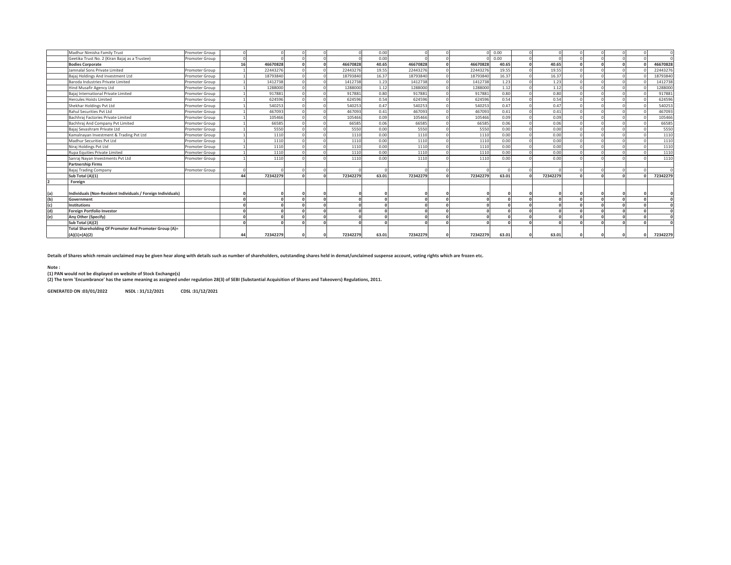| | | | | | | | | | | | | | | | | | | | |
|---|---|---|---|---|---|---|---|---|---|---|---|---|---|---|---|---|---|---|---|
| | Madhur Nimisha Family Trust | Promoter Group | 0 | 0 | 0 | 0 | 0 | 0.00 | 0 | 0 | 0 | 0.00 | 0 | 0 | 0 | 0 | 0 | 0 | 0 |
| | Geetika Trust No. 2 (Kiran Bajaj as a Trustee) | Promoter Group | 0 | 0 | 0 | 0 | 0 | 0.00 | 0 | 0 | 0 | 0.00 | 0 | 0 | 0 | 0 | 0 | 0 | 0 |
| | **Bodies Corporate** | | **16** | **46670828** | **0** | **0** | **46670828** | **40.65** | **46670828** | **0** | **46670828** | **40.65** | **0** | **40.65** | **0** | **0** | **0** | **0** | **46670828** |
| | Jamnalal Sons Private Limited | Promoter Group | 1 | 22443276 | 0 | 0 | 22443276 | 19.55 | 22443276 | 0 | 22443276 | 19.55 | 0 | 19.55 | 0 | 0 | 0 | 0 | 22443276 |
| | Bajaj Holdings And Investment Ltd | Promoter Group | 1 | 18793840 | 0 | 0 | 18793840 | 16.37 | 18793840 | 0 | 18793840 | 16.37 | 0 | 16.37 | 0 | 0 | 0 | 0 | 18793840 |
| | Baroda Industries Private Limited | Promoter Group | 1 | 1412738 | 0 | 0 | 1412738 | 1.23 | 1412738 | 0 | 1412738 | 1.23 | 0 | 1.23 | 0 | 0 | 0 | 0 | 1412738 |
| | Hind Musafir Agency Ltd | Promoter Group | 1 | 1288000 | 0 | 0 | 1288000 | 1.12 | 1288000 | 0 | 1288000 | 1.12 | 0 | 1.12 | 0 | 0 | 0 | 0 | 1288000 |
| | Bajaj International Private Limited | Promoter Group | 1 | 917881 | 0 | 0 | 917881 | 0.80 | 917881 | 0 | 917881 | 0.80 | 0 | 0.80 | 0 | 0 | 0 | 0 | 917881 |
| | Hercules Hoists Limited | Promoter Group | 1 | 624596 | 0 | 0 | 624596 | 0.54 | 624596 | 0 | 624596 | 0.54 | 0 | 0.54 | 0 | 0 | 0 | 0 | 624596 |
| | Shekhar Holdings Pvt Ltd | Promoter Group | 1 | 540253 | 0 | 0 | 540253 | 0.47 | 540253 | 0 | 540253 | 0.47 | 0 | 0.47 | 0 | 0 | 0 | 0 | 540253 |
| | Rahul Securities Pvt Ltd | Promoter Group | 1 | 467093 | 0 | 0 | 467093 | 0.41 | 467093 | 0 | 467093 | 0.41 | 0 | 0.41 | 0 | 0 | 0 | 0 | 467093 |
| | Bachhraj Factories Private Limited | Promoter Group | 1 | 105466 | 0 | 0 | 105466 | 0.09 | 105466 | 0 | 105466 | 0.09 | 0 | 0.09 | 0 | 0 | 0 | 0 | 105466 |
| | Bachhraj And Company Pvt Limited | Promoter Group | 1 | 66585 | 0 | 0 | 66585 | 0.06 | 66585 | 0 | 66585 | 0.06 | 0 | 0.06 | 0 | 0 | 0 | 0 | 66585 |
| | Bajaj Sevashram Private Ltd | Promoter Group | 1 | 5550 | 0 | 0 | 5550 | 0.00 | 5550 | 0 | 5550 | 0.00 | 0 | 0.00 | 0 | 0 | 0 | 0 | 5550 |
| | Kamalnayan Investment & Trading Pvt Ltd | Promoter Group | 1 | 1110 | 0 | 0 | 1110 | 0.00 | 1110 | 0 | 1110 | 0.00 | 0 | 0.00 | 0 | 0 | 0 | 0 | 1110 |
| | Madhur Securities Pvt Ltd | Promoter Group | 1 | 1110 | 0 | 0 | 1110 | 0.00 | 1110 | 0 | 1110 | 0.00 | 0 | 0.00 | 0 | 0 | 0 | 0 | 1110 |
| | Niraj Holdings Pvt Ltd | Promoter Group | 1 | 1110 | 0 | 0 | 1110 | 0.00 | 1110 | 0 | 1110 | 0.00 | 0 | 0.00 | 0 | 0 | 0 | 0 | 1110 |
| | Rupa Equities Private Limited | Promoter Group | 1 | 1110 | 0 | 0 | 1110 | 0.00 | 1110 | 0 | 1110 | 0.00 | 0 | 0.00 | 0 | 0 | 0 | 0 | 1110 |
| | Sanraj Nayan Investments Pvt Ltd | Promoter Group | 1 | 1110 | 0 | 0 | 1110 | 0.00 | 1110 | 0 | 1110 | 0.00 | 0 | 0.00 | 0 | 0 | 0 | 0 | 1110 |
| | **Partnership Firms** | | | | | | | | | | | | | | | | | | |
| | Bajaj Trading Company | Promoter Group | 0 | 0 | 0 | 0 | 0 | 0 | 0 | 0 | 0 | 0 | 0 | 0 | 0 | 0 | 0 | 0 | 0 |
| | **Sub Total (A)(1)** | | **44** | **72342279** | **0** | **0** | **72342279** | **63.01** | **72342279** | **0** | **72342279** | **63.01** | **0** | **72342279** | **0** | **0** | **0** | **0** | **72342279** |
| **2** | **Foreign** | | | | | | | | | | | | | | | | | | |
| **(a)** | **Individuals (Non-Resident Individuals / Foreign Individuals)** | | **0** | **0** | **0** | **0** | **0** | **0** | **0** | **0** | **0** | **0** | **0** | **0** | **0** | **0** | **0** | **0** | **0** |
| **(b)** | **Government** | | **0** | **0** | **0** | **0** | **0** | **0** | **0** | **0** | **0** | **0** | **0** | **0** | **0** | **0** | **0** | **0** | **0** |
| **(c)** | **Institutions** | | **0** | **0** | **0** | **0** | **0** | **0** | **0** | **0** | **0** | **0** | **0** | **0** | **0** | **0** | **0** | **0** | **0** |
| **(d)** | **Foreign Portfolio Investor** | | **0** | **0** | **0** | **0** | **0** | **0** | **0** | **0** | **0** | **0** | **0** | **0** | **0** | **0** | **0** | **0** | **0** |
| **(e)** | **Any Other (Specify)** | | **0** | **0** | **0** | **0** | **0** | **0** | **0** | **0** | **0** | **0** | **0** | **0** | **0** | **0** | **0** | **0** | **0** |
| | **Sub Total (A)(2)** | | **0** | **0** | **0** | **0** | **0** | **0** | **0** | **0** | **0** | **0** | **0** | **0** | **0** | **0** | **0** | **0** | **0** |
| | **Total Shareholding Of Promoter And Promoter Group (A)= (A)(1)+(A)(2)** | | **44** | **72342279** | **0** | **0** | **72342279** | **63.01** | **72342279** | **0** | **72342279** | **63.01** | **0** | **63.01** | **0** | **0** | **0** | **0** | **72342279** |

**Details of Shares which remain unclaimed may be given hear along with details such as number of shareholders, outstanding shares held in demat/unclaimed suspense account, voting rights which are frozen etc.**

**Note :**

**(1) PAN would not be displayed on website of Stock Exchange(s)**

**(2) The term 'Encumbrance' has the same meaning as assigned under regulation 28(3) of SEBI (Substantial Acquisition of Shares and Takeovers) Regulations, 2011.**

**GENERATED ON :03/01/2022 NSDL : 31/12/2021 CDSL :31/12/2021**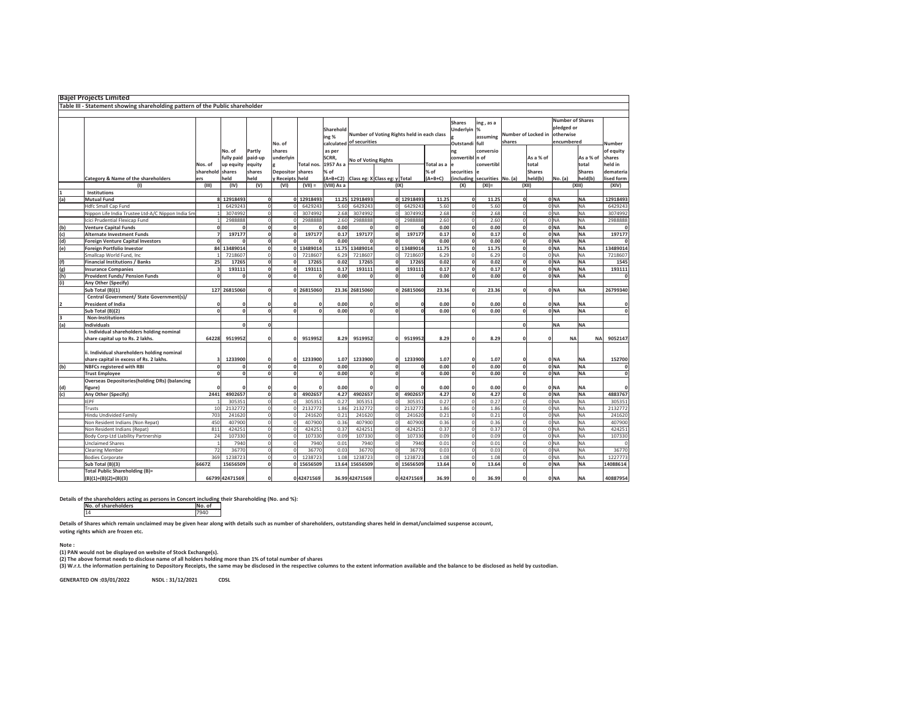**Bajel Projects Limited**

**Table III - Statement showing shareholding pattern of the Public shareholder**

| | Category & Name of the shareholders | Nos. of shareholders | No. of fully paid up equity shares held | Partly paid-up equity shares held | No. of shares underlying Depository Receipts | Total nos. shares held | Shareholding % calculated as per SCRR, 1957 As a % of (A+B+C2) | Number of Voting Rights held in each class of securities | | | | Shares Underlying Outstanding convertible securities (including | Shareholding , as a % assuming full conversion of convertible securities | Number of Locked in shares | | Number of Shares pledged or otherwise encumbered | | Number of equity shares held in dematerialised form |
|---|---|---|---|---|---|---|---|---|---|---|---|---|---|---|---|---|---|---|
| | | | | | | | | No of Voting Rights | | | Total as a % of (A+B+C) | | | No. (a) | As a % of total Shares held(b) | No. (a) | As a % of total Shares held(b) | |
| | | | | | | | | Class eg: X | Class eg: y | Total | | | | | | | | |
| | (I) | (III) | (IV) | (V) | (VI) | (VII) = | (VIII) As a | (IX) | | | | (X) | (XI)= | (XII) | | (XIII) | | (XIV) |
| 1 | **Institutions** | | | | | | | | | | | | | | | | | |
| (a) | **Mutual Fund** | 8 | 12918493 | 0 | 0 | 12918493 | 11.25 | 12918493 | 0 | 12918493 | 11.25 | 0 | 11.25 | 0 | 0 | NA | NA | 12918493 |
| | Hdfc Small Cap Fund | 1 | 6429243 | 0 | 0 | 6429243 | 5.60 | 6429243 | 0 | 6429243 | 5.60 | 0 | 5.60 | 0 | 0 | NA | NA | 6429243 |
| | Nippon Life India Trustee Ltd-A/C Nippon India Sm | 1 | 3074992 | 0 | 0 | 3074992 | 2.68 | 3074992 | 0 | 3074992 | 2.68 | 0 | 2.68 | 0 | 0 | NA | NA | 3074992 |
| | Icici Prudential Flexicap Fund | 1 | 2988888 | 0 | 0 | 2988888 | 2.60 | 2988888 | 0 | 2988888 | 2.60 | 0 | 2.60 | 0 | 0 | NA | NA | 2988888 |
| (b) | **Venture Capital Funds** | 0 | 0 | 0 | 0 | 0 | 0.00 | 0 | 0 | 0 | 0.00 | 0 | 0.00 | 0 | 0 | NA | NA | 0 |
| (c) | **Alternate Investment Funds** | 7 | 197177 | 0 | 0 | 197177 | 0.17 | 197177 | 0 | 197177 | 0.17 | 0 | 0.17 | 0 | 0 | NA | NA | 197177 |
| (d) | **Foreign Venture Capital Investors** | 0 | 0 | 0 | 0 | 0 | 0.00 | 0 | 0 | 0 | 0.00 | 0 | 0.00 | 0 | 0 | NA | NA | 0 |
| (e) | **Foreign Portfolio Investor** | 84 | 13489014 | 0 | 0 | 13489014 | 11.75 | 13489014 | 0 | 13489014 | 11.75 | 0 | 11.75 | 0 | 0 | NA | NA | 13489014 |
| | Smallcap World Fund, Inc | 1 | 7218607 | 0 | 0 | 7218607 | 6.29 | 7218607 | 0 | 7218607 | 6.29 | 0 | 6.29 | 0 | 0 | NA | NA | 7218607 |
| (f) | **Financial Institutions / Banks** | 25 | 17265 | 0 | 0 | 17265 | 0.02 | 17265 | 0 | 17265 | 0.02 | 0 | 0.02 | 0 | 0 | NA | NA | 1545 |
| (g) | **Insurance Companies** | 3 | 193111 | 0 | 0 | 193111 | 0.17 | 193111 | 0 | 193111 | 0.17 | 0 | 0.17 | 0 | 0 | NA | NA | 193111 |
| (h) | **Provident Funds/ Pension Funds** | 0 | 0 | 0 | 0 | 0 | 0.00 | 0 | 0 | 0 | 0.00 | 0 | 0.00 | 0 | 0 | NA | NA | 0 |
| (i) | **Any Other (Specify)** | | | | | | | | | | | | | | | | | |
| | **Sub Total (B)(1)** | 127 | 26815060 | 0 | 0 | 26815060 | 23.36 | 26815060 | 0 | 26815060 | 23.36 | 0 | 23.36 | 0 | 0 | NA | NA | 26799340 |
| 2 | **Central Government/ State Government(s)/ President of India** | 0 | 0 | 0 | 0 | 0 | 0.00 | 0 | 0 | 0 | 0.00 | 0 | 0.00 | 0 | 0 | NA | NA | 0 |
| | **Sub Total (B)(2)** | 0 | 0 | 0 | 0 | 0 | 0.00 | 0 | 0 | 0 | 0.00 | 0 | 0.00 | 0 | 0 | NA | NA | 0 |
| 3 | **Non-Institutions** | | | | | | | | | | | | | | | | | |
| (a) | **Individuals** | | 0 | 0 | | | | | | | | | | 0 | | NA | NA | |
| | **i. Individual shareholders holding nominal share capital up to Rs. 2 lakhs.** | 64228 | 9519952 | 0 | 0 | 9519952 | 8.29 | 9519952 | 0 | 9519952 | 8.29 | 0 | 8.29 | 0 | 0 | NA | NA | 9052147 |
| | **ii. Individual shareholders holding nominal share capital in excess of Rs. 2 lakhs.** | 3 | 1233900 | 0 | 0 | 1233900 | 1.07 | 1233900 | 0 | 1233900 | 1.07 | 0 | 1.07 | 0 | 0 | NA | NA | 152700 |
| (b) | **NBFCs registered with RBI** | 0 | 0 | 0 | 0 | 0 | 0.00 | 0 | 0 | 0 | 0.00 | 0 | 0.00 | 0 | 0 | NA | NA | 0 |
| | **Trust Employee** | 0 | 0 | 0 | 0 | 0 | 0.00 | 0 | 0 | 0 | 0.00 | 0 | 0.00 | 0 | 0 | NA | NA | 0 |
| (d) | **Overseas Depositories(holding DRs) (balancing figure)** | 0 | 0 | 0 | 0 | 0 | 0.00 | 0 | 0 | 0 | 0.00 | 0 | 0.00 | 0 | 0 | NA | NA | 0 |
| (c) | **Any Other (Specify)** | 2441 | 4902657 | 0 | 0 | 4902657 | 4.27 | 4902657 | 0 | 4902657 | 4.27 | 0 | 4.27 | 0 | 0 | NA | NA | 4883767 |
| | IEPF | 1 | 305351 | 0 | 0 | 305351 | 0.27 | 305351 | 0 | 305351 | 0.27 | 0 | 0.27 | 0 | 0 | NA | NA | 305351 |
| | Trusts | 10 | 2132772 | 0 | 0 | 2132772 | 1.86 | 2132772 | 0 | 2132772 | 1.86 | 0 | 1.86 | 0 | 0 | NA | NA | 2132772 |
| | Hindu Undivided Family | 703 | 241620 | 0 | 0 | 241620 | 0.21 | 241620 | 0 | 241620 | 0.21 | 0 | 0.21 | 0 | 0 | NA | NA | 241620 |
| | Non Resident Indians (Non Repat) | 450 | 407900 | 0 | 0 | 407900 | 0.36 | 407900 | 0 | 407900 | 0.36 | 0 | 0.36 | 0 | 0 | NA | NA | 407900 |
| | Non Resident Indians (Repat) | 811 | 424251 | 0 | 0 | 424251 | 0.37 | 424251 | 0 | 424251 | 0.37 | 0 | 0.37 | 0 | 0 | NA | NA | 424251 |
| | Body Corp-Ltd Liability Partnership | 24 | 107330 | 0 | 0 | 107330 | 0.09 | 107330 | 0 | 107330 | 0.09 | 0 | 0.09 | 0 | 0 | NA | NA | 107330 |
| | Unclaimed Shares | 1 | 7940 | 0 | 0 | 7940 | 0.01 | 7940 | 0 | 7940 | 0.01 | 0 | 0.01 | 0 | 0 | NA | NA | 0 |
| | Clearing Member | 72 | 36770 | 0 | 0 | 36770 | 0.03 | 36770 | 0 | 36770 | 0.03 | 0 | 0.03 | 0 | 0 | NA | NA | 36770 |
| | Bodies Corporate | 369 | 1238723 | 0 | 0 | 1238723 | 1.08 | 1238723 | 0 | 1238723 | 1.08 | 0 | 1.08 | 0 | 0 | NA | NA | 1227773 |
| | **Sub Total (B)(3)** | 66672 | 15656509 | 0 | 0 | 15656509 | 13.64 | 15656509 | 0 | 15656509 | 13.64 | 0 | 13.64 | 0 | 0 | NA | NA | 14088614 |
| | **Total Public Shareholding (B)= (B)(1)+(B)(2)+(B)(3)** | 66799 | 42471569 | 0 | 0 | 42471569 | 36.99 | 42471569 | 0 | 42471569 | 36.99 | 0 | 36.99 | 0 | 0 | NA | NA | 40887954 |

**Details of the shareholders acting as persons in Concert including their Shareholding (No. and %):**

| No. of shareholders | No. of |
|---|---|
| 14 | 7940 |

**Details of Shares which remain unclaimed may be given hear along with details such as number of shareholders, outstanding shares held in demat/unclaimed suspense account, voting rights which are frozen etc.**

**Note :**

**(1) PAN would not be displayed on website of Stock Exchange(s).**

**(2) The above format needs to disclose name of all holders holding more than 1% of total number of shares**

**(3) W.r.t. the information pertaining to Depository Receipts, the same may be disclosed in the respective columns to the extent information available and the balance to be disclosed as held by custodian.**

**GENERATED ON :03/01/2022 NSDL : 31/12/2021 CDSL**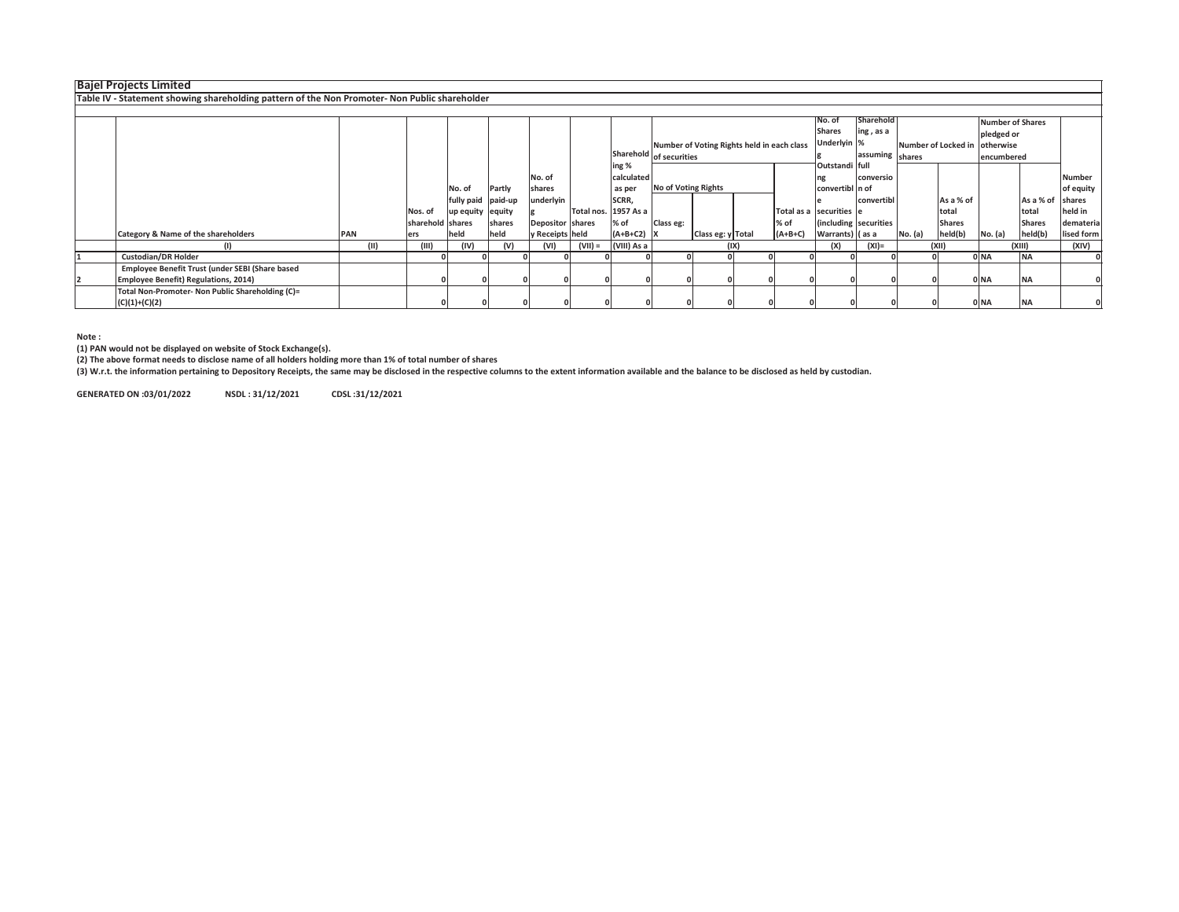## Bajel Projects Limited

### Table IV - Statement showing shareholding pattern of the Non Promoter- Non Public shareholder

| | Category & Name of the shareholders | PAN | Nos. of shareholders | No. of fully paid up equity shares held | Partly paid-up equity shares held | No. of shares underlying Depository Receipts | Total nos. shares held | Shareholding % calculated as per SCRR, 1957 As a % of (A+B+C2) | Number of Voting Rights held in each class of securities | | | | No. of Shares Underlying Outstanding convertible securities (including Warrants) | Shareholding , as a % assuming full conversion of convertible securities ( as a | Number of Locked in shares | | Number of Shares pledged or otherwise encumbered | | Number of equity shares held in dematerialised form |
|---|---|---|---|---|---|---|---|---|---|---|---|---|---|---|---|---|---|---|---|
| | | | | | | | | | No of Voting Rights | | | Total as a % of (A+B+C) | | | No. (a) | As a % of total Shares held(b) | No. (a) | As a % of total Shares held(b) | |
| | | | | | | | | | Class eg: X | Class eg: y | Total | | | | | | | | |
| | (I) | (II) | (III) | (IV) | (V) | (VI) | (VII) = | (VIII) As a | (IX) | | | | (X) | (XI)= | (XII) | | (XIII) | | (XIV) |
| 1 | Custodian/DR Holder | | 0 | 0 | 0 | 0 | 0 | 0 | 0 | 0 | 0 | 0 | 0 | 0 | 0 | 0 | NA | NA | 0 |
| 2 | Employee Benefit Trust (under SEBI (Share based Employee Benefit) Regulations, 2014) | | 0 | 0 | 0 | 0 | 0 | 0 | 0 | 0 | 0 | 0 | 0 | 0 | 0 | 0 | NA | NA | 0 |
| | Total Non-Promoter- Non Public Shareholding (C)= (C)(1)+(C)(2) | | 0 | 0 | 0 | 0 | 0 | 0 | 0 | 0 | 0 | 0 | 0 | 0 | 0 | 0 | NA | NA | 0 |

**Note :**

**(1) PAN would not be displayed on website of Stock Exchange(s).**

**(2) The above format needs to disclose name of all holders holding more than 1% of total number of shares**

**(3) W.r.t. the information pertaining to Depository Receipts, the same may be disclosed in the respective columns to the extent information available and the balance to be disclosed as held by custodian.**

**GENERATED ON :03/01/2022 NSDL : 31/12/2021 CDSL :31/12/2021**